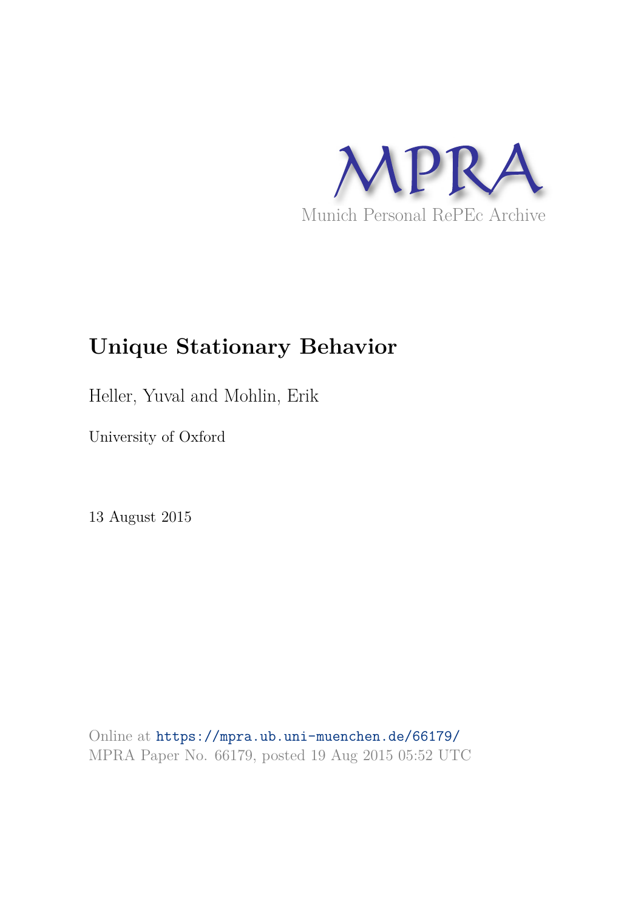MPRA

Munich Personal RePEc Archive

# Unique Stationary Behavior

Heller, Yuval and Mohlin, Erik

University of Oxford

13 August 2015

Online at https://mpra.ub.uni-muenchen.de/66179/
MPRA Paper No. 66179, posted 19 Aug 2015 05:52 UTC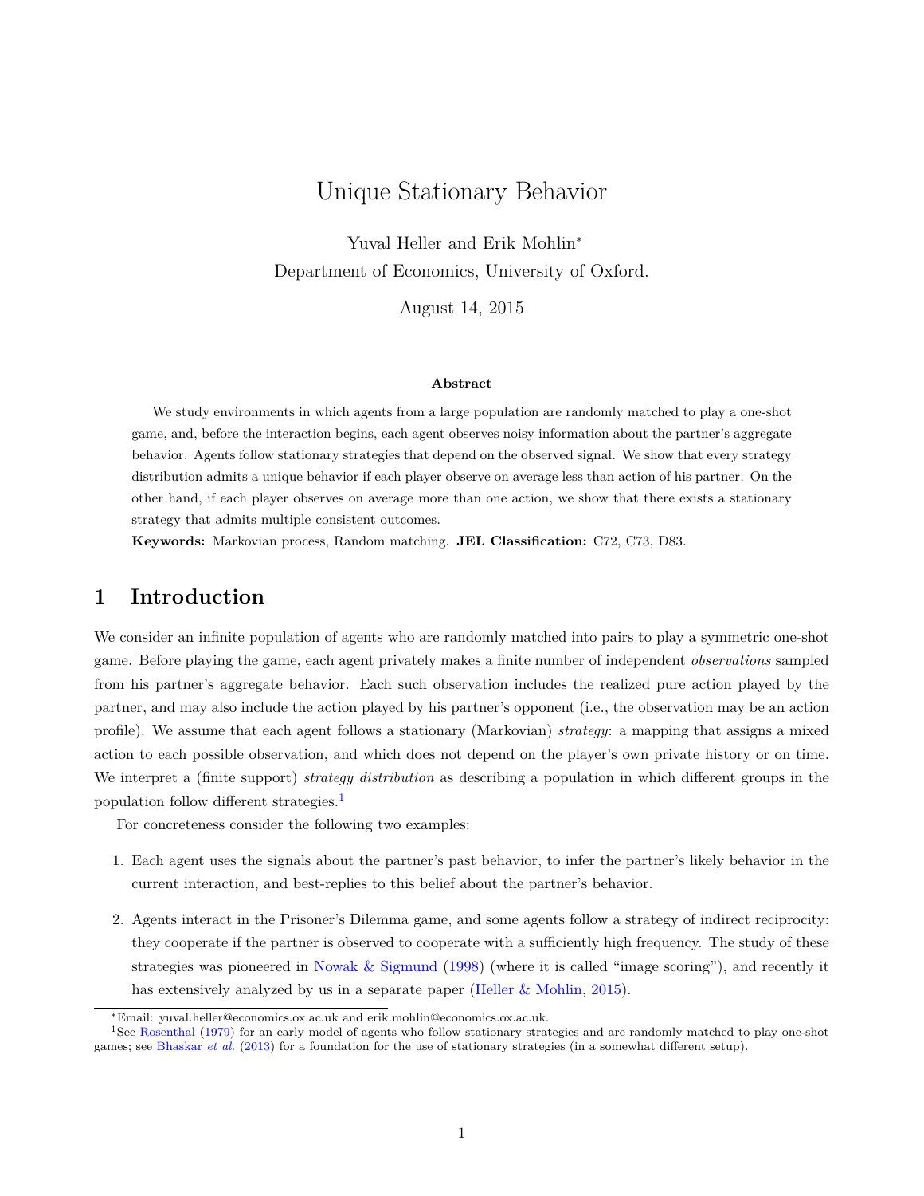# Unique Stationary Behavior

Yuval Heller and Erik Mohlin[*]

Department of Economics, University of Oxford.

August 14, 2015

**Abstract**

We study environments in which agents from a large population are randomly matched to play a one-shot game, and, before the interaction begins, each agent observes noisy information about the partner's aggregate behavior. Agents follow stationary strategies that depend on the observed signal. We show that every strategy distribution admits a unique behavior if each player observe on average less than action of his partner. On the other hand, if each player observes on average more than one action, we show that there exists a stationary strategy that admits multiple consistent outcomes.

**Keywords:** Markovian process, Random matching. **JEL Classification:** C72, C73, D83.

## 1 Introduction

We consider an infinite population of agents who are randomly matched into pairs to play a symmetric one-shot game. Before playing the game, each agent privately makes a finite number of independent *observations* sampled from his partner's aggregate behavior. Each such observation includes the realized pure action played by the partner, and may also include the action played by his partner's opponent (i.e., the observation may be an action profile). We assume that each agent follows a stationary (Markovian) *strategy*: a mapping that assigns a mixed action to each possible observation, and which does not depend on the player's own private history or on time. We interpret a (finite support) *strategy distribution* as describing a population in which different groups in the population follow different strategies.[1]

For concreteness consider the following two examples:

1. Each agent uses the signals about the partner's past behavior, to infer the partner's likely behavior in the current interaction, and best-replies to this belief about the partner's behavior.
2. Agents interact in the Prisoner's Dilemma game, and some agents follow a strategy of indirect reciprocity: they cooperate if the partner is observed to cooperate with a sufficiently high frequency. The study of these strategies was pioneered in Nowak & Sigmund (1998) (where it is called "image scoring"), and recently it has extensively analyzed by us in a separate paper (Heller & Mohlin, 2015).

[*] Email: yuval.heller@economics.ox.ac.uk and erik.mohlin@economics.ox.ac.uk.

[1] See Rosenthal (1979) for an early model of agents who follow stationary strategies and are randomly matched to play one-shot games; see Bhaskar *et al.* (2013) for a foundation for the use of stationary strategies (in a somewhat different setup).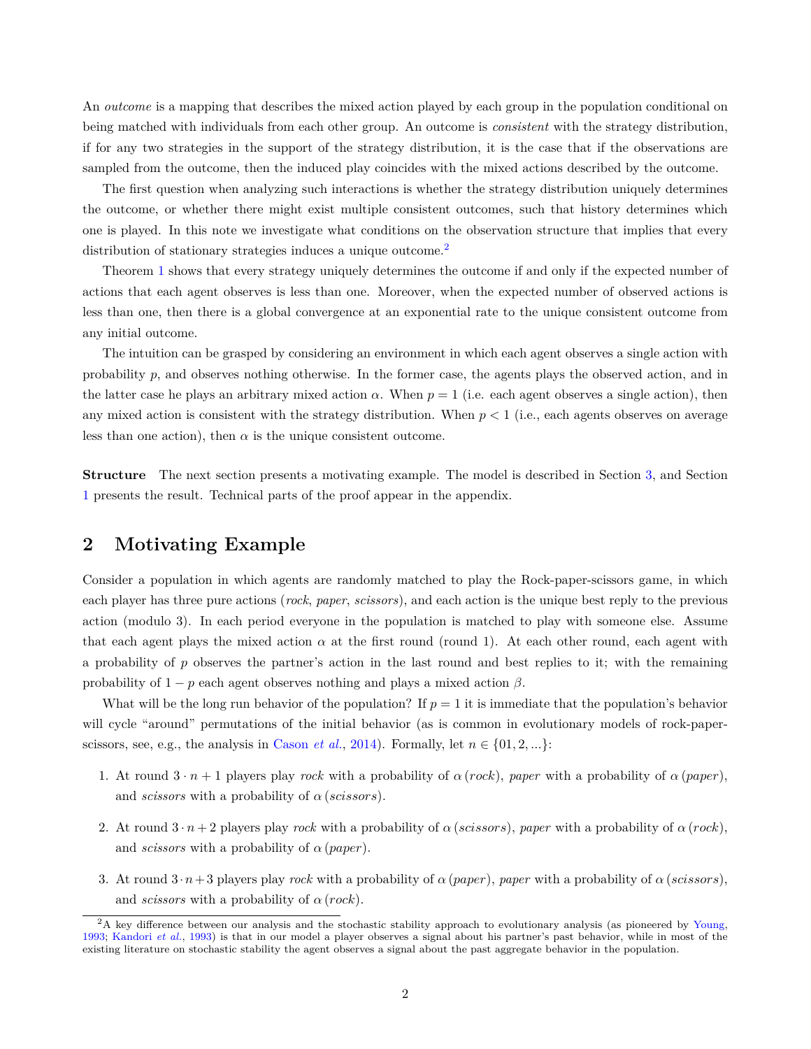An *outcome* is a mapping that describes the mixed action played by each group in the population conditional on being matched with individuals from each other group. An outcome is *consistent* with the strategy distribution, if for any two strategies in the support of the strategy distribution, it is the case that if the observations are sampled from the outcome, then the induced play coincides with the mixed actions described by the outcome.

The first question when analyzing such interactions is whether the strategy distribution uniquely determines the outcome, or whether there might exist multiple consistent outcomes, such that history determines which one is played. In this note we investigate what conditions on the observation structure that implies that every distribution of stationary strategies induces a unique outcome.[2]

Theorem 1 shows that every strategy uniquely determines the outcome if and only if the expected number of actions that each agent observes is less than one. Moreover, when the expected number of observed actions is less than one, then there is a global convergence at an exponential rate to the unique consistent outcome from any initial outcome.

The intuition can be grasped by considering an environment in which each agent observes a single action with probability $p$, and observes nothing otherwise. In the former case, the agents plays the observed action, and in the latter case he plays an arbitrary mixed action $\alpha$. When $p = 1$ (i.e. each agent observes a single action), then any mixed action is consistent with the strategy distribution. When $p < 1$ (i.e., each agents observes on average less than one action), then $\alpha$ is the unique consistent outcome.

**Structure** The next section presents a motivating example. The model is described in Section 3, and Section 1 presents the result. Technical parts of the proof appear in the appendix.

## 2 Motivating Example

Consider a population in which agents are randomly matched to play the Rock-paper-scissors game, in which each player has three pure actions (*rock*, *paper*, *scissors*), and each action is the unique best reply to the previous action (modulo 3). In each period everyone in the population is matched to play with someone else. Assume that each agent plays the mixed action $\alpha$ at the first round (round 1). At each other round, each agent with a probability of $p$ observes the partner's action in the last round and best replies to it; with the remaining probability of $1 - p$ each agent observes nothing and plays a mixed action $\beta$.

What will be the long run behavior of the population? If $p = 1$ it is immediate that the population's behavior will cycle "around" permutations of the initial behavior (as is common in evolutionary models of rock-paper-scissors, see, e.g., the analysis in Cason *et al.*, 2014). Formally, let $n \in \{01, 2, ...\}$:

1. At round $3 \cdot n + 1$ players play *rock* with a probability of $\alpha\,(rock)$, *paper* with a probability of $\alpha\,(paper)$, and *scissors* with a probability of $\alpha\,(scissors)$.

2. At round $3 \cdot n + 2$ players play *rock* with a probability of $\alpha\,(scissors)$, *paper* with a probability of $\alpha\,(rock)$, and *scissors* with a probability of $\alpha\,(paper)$.

3. At round $3 \cdot n + 3$ players play *rock* with a probability of $\alpha\,(paper)$, *paper* with a probability of $\alpha\,(scissors)$, and *scissors* with a probability of $\alpha\,(rock)$.

[2] A key difference between our analysis and the stochastic stability approach to evolutionary analysis (as pioneered by Young, 1993; Kandori *et al.*, 1993) is that in our model a player observes a signal about his partner's past behavior, while in most of the existing literature on stochastic stability the agent observes a signal about the past aggregate behavior in the population.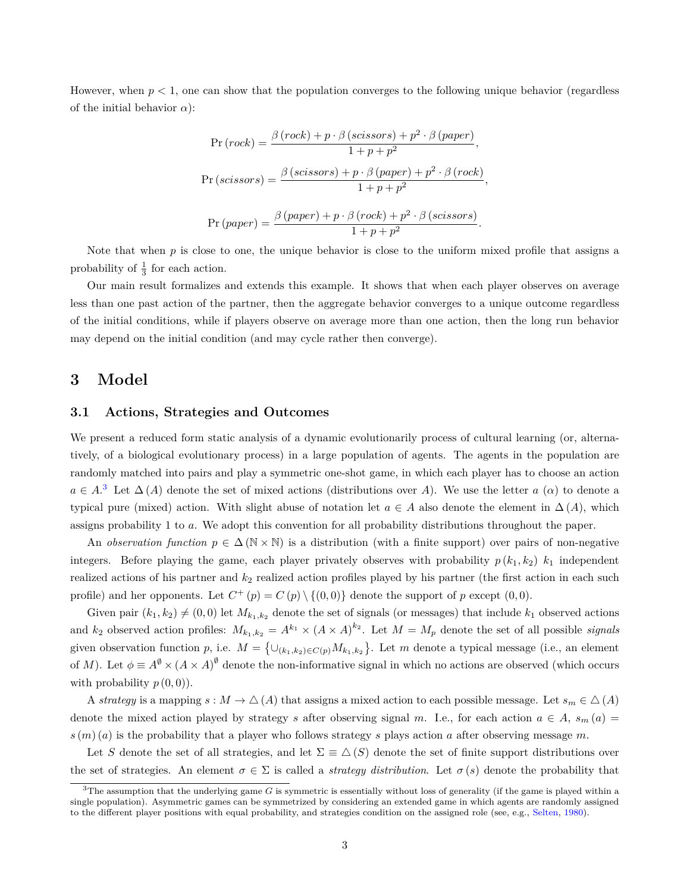However, when $p < 1$, one can show that the population converges to the following unique behavior (regardless of the initial behavior $\alpha$):

$$\Pr(rock) = \frac{\beta(rock) + p \cdot \beta(scissors) + p^2 \cdot \beta(paper)}{1 + p + p^2},$$

$$\Pr(scissors) = \frac{\beta(scissors) + p \cdot \beta(paper) + p^2 \cdot \beta(rock)}{1 + p + p^2},$$

$$\Pr(paper) = \frac{\beta(paper) + p \cdot \beta(rock) + p^2 \cdot \beta(scissors)}{1 + p + p^2}.$$

Note that when $p$ is close to one, the unique behavior is close to the uniform mixed profile that assigns a probability of $\frac{1}{3}$ for each action.

Our main result formalizes and extends this example. It shows that when each player observes on average less than one past action of the partner, then the aggregate behavior converges to a unique outcome regardless of the initial conditions, while if players observe on average more than one action, then the long run behavior may depend on the initial condition (and may cycle rather then converge).

# 3 Model

## 3.1 Actions, Strategies and Outcomes

We present a reduced form static analysis of a dynamic evolutionarily process of cultural learning (or, alternatively, of a biological evolutionary process) in a large population of agents. The agents in the population are randomly matched into pairs and play a symmetric one-shot game, in which each player has to choose an action $a \in A$.[3] Let $\Delta(A)$ denote the set of mixed actions (distributions over $A$). We use the letter $a$ ($\alpha$) to denote a typical pure (mixed) action. With slight abuse of notation let $a \in A$ also denote the element in $\Delta(A)$, which assigns probability 1 to $a$. We adopt this convention for all probability distributions throughout the paper.

An *observation function* $p \in \Delta(\mathbb{N} \times \mathbb{N})$ is a distribution (with a finite support) over pairs of non-negative integers. Before playing the game, each player privately observes with probability $p(k_1, k_2)$ $k_1$ independent realized actions of his partner and $k_2$ realized action profiles played by his partner (the first action in each such profile) and her opponents. Let $C^+(p) = C(p) \setminus \{(0,0)\}$ denote the support of $p$ except $(0,0)$.

Given pair $(k_1, k_2) \neq (0,0)$ let $M_{k_1,k_2}$ denote the set of signals (or messages) that include $k_1$ observed actions and $k_2$ observed action profiles: $M_{k_1,k_2} = A^{k_1} \times (A \times A)^{k_2}$. Let $M = M_p$ denote the set of all possible *signals* given observation function $p$, i.e. $M = \left\{\cup_{(k_1,k_2) \in C(p)} M_{k_1,k_2}\right\}$. Let $m$ denote a typical message (i.e., an element of $M$). Let $\phi \equiv A^{\emptyset} \times (A \times A)^{\emptyset}$ denote the non-informative signal in which no actions are observed (which occurs with probability $p(0,0)$).

A *strategy* is a mapping $s : M \to \triangle(A)$ that assigns a mixed action to each possible message. Let $s_m \in \triangle(A)$ denote the mixed action played by strategy $s$ after observing signal $m$. I.e., for each action $a \in A$, $s_m(a) = s(m)(a)$ is the probability that a player who follows strategy $s$ plays action $a$ after observing message $m$.

Let $S$ denote the set of all strategies, and let $\Sigma \equiv \triangle(S)$ denote the set of finite support distributions over the set of strategies. An element $\sigma \in \Sigma$ is called a *strategy distribution*. Let $\sigma(s)$ denote the probability that

[3] The assumption that the underlying game $G$ is symmetric is essentially without loss of generality (if the game is played within a single population). Asymmetric games can be symmetrized by considering an extended game in which agents are randomly assigned to the different player positions with equal probability, and strategies condition on the assigned role (see, e.g., Selten, 1980).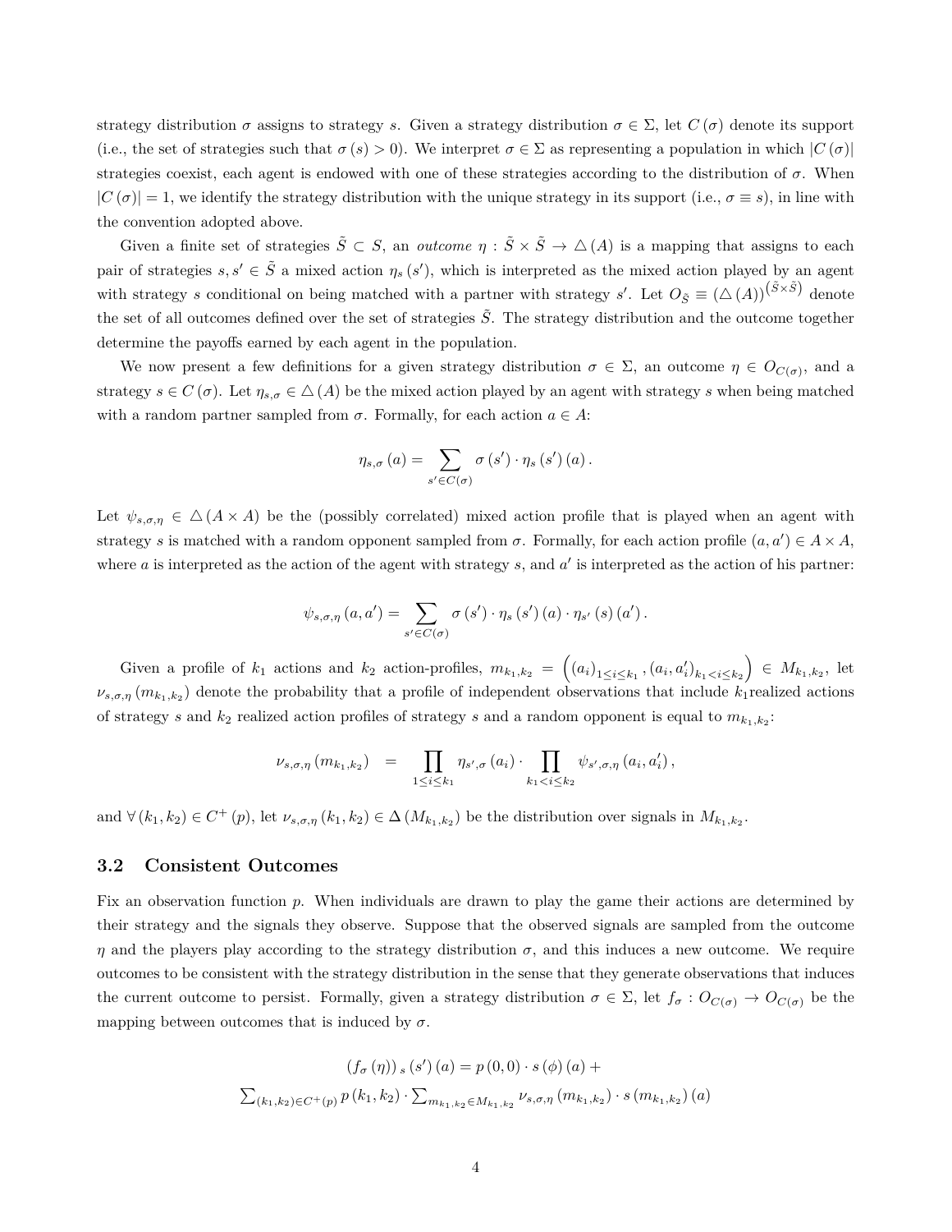strategy distribution $\sigma$ assigns to strategy $s$. Given a strategy distribution $\sigma \in \Sigma$, let $C(\sigma)$ denote its support (i.e., the set of strategies such that $\sigma(s) > 0$). We interpret $\sigma \in \Sigma$ as representing a population in which $|C(\sigma)|$ strategies coexist, each agent is endowed with one of these strategies according to the distribution of $\sigma$. When $|C(\sigma)| = 1$, we identify the strategy distribution with the unique strategy in its support (i.e., $\sigma \equiv s$), in line with the convention adopted above.

Given a finite set of strategies $\tilde{S} \subset S$, an *outcome* $\eta : \tilde{S} \times \tilde{S} \to \triangle(A)$ is a mapping that assigns to each pair of strategies $s, s' \in \tilde{S}$ a mixed action $\eta_s(s')$, which is interpreted as the mixed action played by an agent with strategy $s$ conditional on being matched with a partner with strategy $s'$. Let $O_{\tilde{S}} \equiv (\triangle(A))^{(\tilde{S}\times\tilde{S})}$ denote the set of all outcomes defined over the set of strategies $\tilde{S}$. The strategy distribution and the outcome together determine the payoffs earned by each agent in the population.

We now present a few definitions for a given strategy distribution $\sigma \in \Sigma$, an outcome $\eta \in O_{C(\sigma)}$, and a strategy $s \in C(\sigma)$. Let $\eta_{s,\sigma} \in \triangle(A)$ be the mixed action played by an agent with strategy $s$ when being matched with a random partner sampled from $\sigma$. Formally, for each action $a \in A$:

$$\eta_{s,\sigma}(a) = \sum_{s' \in C(\sigma)} \sigma(s') \cdot \eta_s(s')(a).$$

Let $\psi_{s,\sigma,\eta} \in \triangle(A \times A)$ be the (possibly correlated) mixed action profile that is played when an agent with strategy $s$ is matched with a random opponent sampled from $\sigma$. Formally, for each action profile $(a, a') \in A \times A$, where $a$ is interpreted as the action of the agent with strategy $s$, and $a'$ is interpreted as the action of his partner:

$$\psi_{s,\sigma,\eta}(a, a') = \sum_{s' \in C(\sigma)} \sigma(s') \cdot \eta_s(s')(a) \cdot \eta_{s'}(s)(a').$$

Given a profile of $k_1$ actions and $k_2$ action-profiles, $m_{k_1,k_2} = \left((a_i)_{1 \leq i \leq k_1}, (a_i, a'_i)_{k_1 < i \leq k_2}\right) \in M_{k_1,k_2}$, let $\nu_{s,\sigma,\eta}(m_{k_1,k_2})$ denote the probability that a profile of independent observations that include $k_1$realized actions of strategy $s$ and $k_2$ realized action profiles of strategy $s$ and a random opponent is equal to $m_{k_1,k_2}$:

$$\nu_{s,\sigma,\eta}(m_{k_1,k_2}) \quad = \quad \prod_{1 \leq i \leq k_1} \eta_{s',\sigma}(a_i) \cdot \prod_{k_1 < i \leq k_2} \psi_{s',\sigma,\eta}(a_i, a'_i),$$

and $\forall (k_1, k_2) \in C^+(p)$, let $\nu_{s,\sigma,\eta}(k_1, k_2) \in \Delta(M_{k_1,k_2})$ be the distribution over signals in $M_{k_1,k_2}$.

### 3.2 Consistent Outcomes

Fix an observation function $p$. When individuals are drawn to play the game their actions are determined by their strategy and the signals they observe. Suppose that the observed signals are sampled from the outcome $\eta$ and the players play according to the strategy distribution $\sigma$, and this induces a new outcome. We require outcomes to be consistent with the strategy distribution in the sense that they generate observations that induces the current outcome to persist. Formally, given a strategy distribution $\sigma \in \Sigma$, let $f_\sigma : O_{C(\sigma)} \to O_{C(\sigma)}$ be the mapping between outcomes that is induced by $\sigma$.

$$(f_\sigma(\eta))_s(s')(a) = p(0,0) \cdot s(\phi)(a) +$$
$$\sum_{(k_1,k_2) \in C^+(p)} p(k_1, k_2) \cdot \sum_{m_{k_1,k_2} \in M_{k_1,k_2}} \nu_{s,\sigma,\eta}(m_{k_1,k_2}) \cdot s(m_{k_1,k_2})(a)$$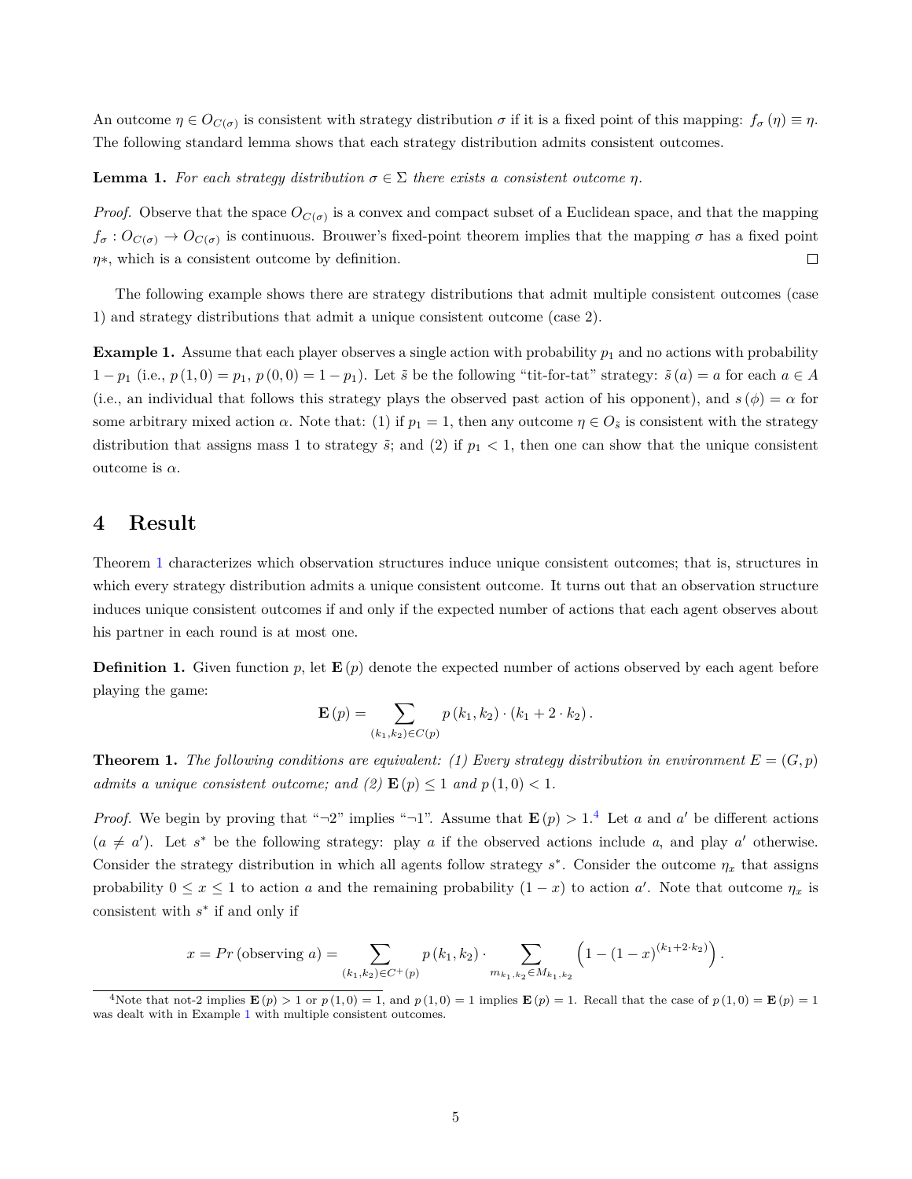An outcome $\eta \in O_{C(\sigma)}$ is consistent with strategy distribution $\sigma$ if it is a fixed point of this mapping: $f_\sigma(\eta) \equiv \eta$. The following standard lemma shows that each strategy distribution admits consistent outcomes.

**Lemma 1.** *For each strategy distribution $\sigma \in \Sigma$ there exists a consistent outcome $\eta$.*

*Proof.* Observe that the space $O_{C(\sigma)}$ is a convex and compact subset of a Euclidean space, and that the mapping $f_\sigma : O_{C(\sigma)} \to O_{C(\sigma)}$ is continuous. Brouwer's fixed-point theorem implies that the mapping $\sigma$ has a fixed point $\eta*$, which is a consistent outcome by definition. □

The following example shows there are strategy distributions that admit multiple consistent outcomes (case 1) and strategy distributions that admit a unique consistent outcome (case 2).

**Example 1.** Assume that each player observes a single action with probability $p_1$ and no actions with probability $1 - p_1$ (i.e., $p(1,0) = p_1$, $p(0,0) = 1 - p_1$). Let $\tilde{s}$ be the following "tit-for-tat" strategy: $\tilde{s}(a) = a$ for each $a \in A$ (i.e., an individual that follows this strategy plays the observed past action of his opponent), and $s(\phi) = \alpha$ for some arbitrary mixed action $\alpha$. Note that: (1) if $p_1 = 1$, then any outcome $\eta \in O_{\tilde{s}}$ is consistent with the strategy distribution that assigns mass 1 to strategy $\tilde{s}$; and (2) if $p_1 < 1$, then one can show that the unique consistent outcome is $\alpha$.

# 4 Result

Theorem 1 characterizes which observation structures induce unique consistent outcomes; that is, structures in which every strategy distribution admits a unique consistent outcome. It turns out that an observation structure induces unique consistent outcomes if and only if the expected number of actions that each agent observes about his partner in each round is at most one.

**Definition 1.** Given function $p$, let $\mathbf{E}(p)$ denote the expected number of actions observed by each agent before playing the game:

$$\mathbf{E}(p) = \sum_{(k_1,k_2) \in C(p)} p(k_1,k_2) \cdot (k_1 + 2 \cdot k_2).$$

**Theorem 1.** *The following conditions are equivalent: (1) Every strategy distribution in environment $E = (G,p)$ admits a unique consistent outcome; and (2) $\mathbf{E}(p) \leq 1$ and $p(1,0) < 1$.*

*Proof.* We begin by proving that "¬2" implies "¬1". Assume that $\mathbf{E}(p) > 1$.[4] Let $a$ and $a'$ be different actions ($a \neq a'$). Let $s^*$ be the following strategy: play $a$ if the observed actions include $a$, and play $a'$ otherwise. Consider the strategy distribution in which all agents follow strategy $s^*$. Consider the outcome $\eta_x$ that assigns probability $0 \leq x \leq 1$ to action $a$ and the remaining probability $(1-x)$ to action $a'$. Note that outcome $\eta_x$ is consistent with $s^*$ if and only if

$$x = Pr\,(\text{observing } a) = \sum_{(k_1,k_2) \in C^+(p)} p(k_1,k_2) \cdot \sum_{m_{k_1,k_2} \in M_{k_1,k_2}} \left(1 - (1-x)^{(k_1+2 \cdot k_2)}\right).$$

[4] Note that not-2 implies $\mathbf{E}(p) > 1$ or $p(1,0) = 1$, and $p(1,0) = 1$ implies $\mathbf{E}(p) = 1$. Recall that the case of $p(1,0) = \mathbf{E}(p) = 1$ was dealt with in Example 1 with multiple consistent outcomes.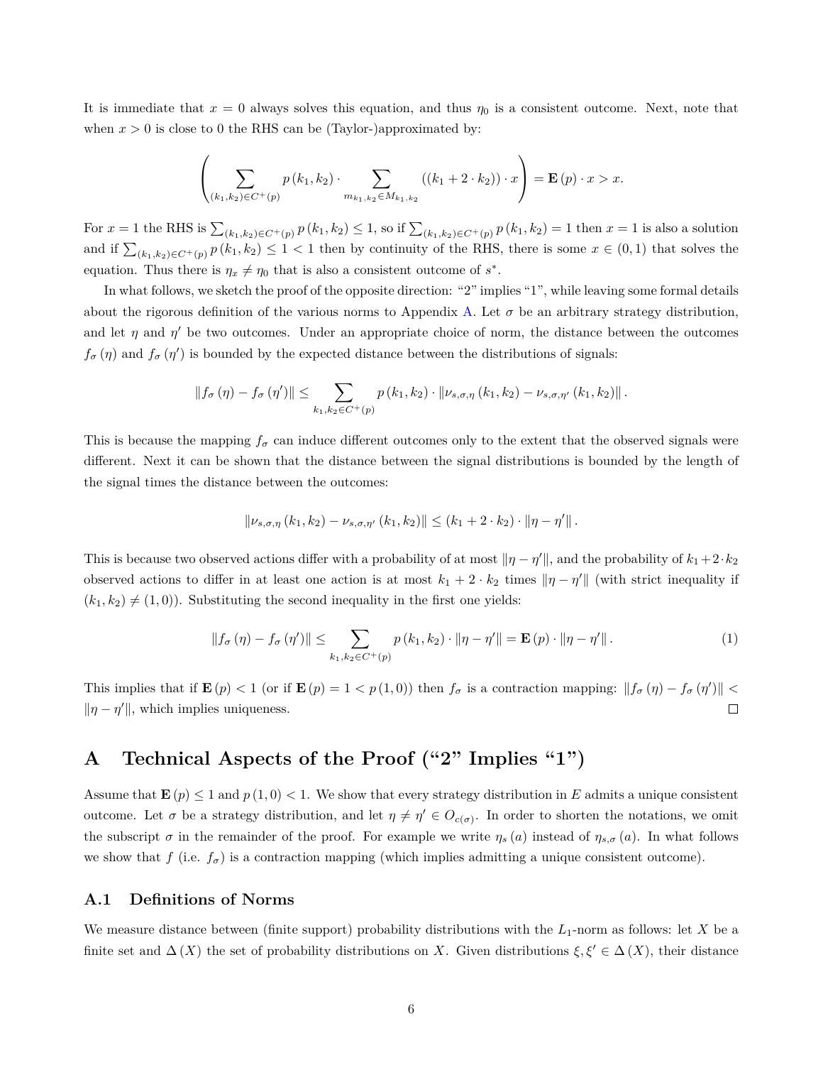It is immediate that $x = 0$ always solves this equation, and thus $\eta_0$ is a consistent outcome. Next, note that when $x > 0$ is close to 0 the RHS can be (Taylor-)approximated by:

$$\left( \sum_{(k_1,k_2) \in C^+(p)} p(k_1,k_2) \cdot \sum_{m_{k_1,k_2} \in M_{k_1,k_2}} ((k_1 + 2 \cdot k_2)) \cdot x \right) = \mathbf{E}(p) \cdot x > x.$$

For $x = 1$ the RHS is $\sum_{(k_1,k_2) \in C^+(p)} p(k_1,k_2) \leq 1$, so if $\sum_{(k_1,k_2) \in C^+(p)} p(k_1,k_2) = 1$ then $x = 1$ is also a solution and if $\sum_{(k_1,k_2) \in C^+(p)} p(k_1,k_2) \leq 1 < 1$ then by continuity of the RHS, there is some $x \in (0,1)$ that solves the equation. Thus there is $\eta_x \neq \eta_0$ that is also a consistent outcome of $s^*$.

In what follows, we sketch the proof of the opposite direction: "2" implies "1", while leaving some formal details about the rigorous definition of the various norms to Appendix A. Let $\sigma$ be an arbitrary strategy distribution, and let $\eta$ and $\eta'$ be two outcomes. Under an appropriate choice of norm, the distance between the outcomes $f_\sigma(\eta)$ and $f_\sigma(\eta')$ is bounded by the expected distance between the distributions of signals:

$$\|f_\sigma(\eta) - f_\sigma(\eta')\| \leq \sum_{k_1,k_2 \in C^+(p)} p(k_1,k_2) \cdot \|\nu_{s,\sigma,\eta}(k_1,k_2) - \nu_{s,\sigma,\eta'}(k_1,k_2)\|.$$

This is because the mapping $f_\sigma$ can induce different outcomes only to the extent that the observed signals were different. Next it can be shown that the distance between the signal distributions is bounded by the length of the signal times the distance between the outcomes:

$$\|\nu_{s,\sigma,\eta}(k_1,k_2) - \nu_{s,\sigma,\eta'}(k_1,k_2)\| \leq (k_1 + 2 \cdot k_2) \cdot \|\eta - \eta'\|.$$

This is because two observed actions differ with a probability of at most $\|\eta - \eta'\|$, and the probability of $k_1 + 2 \cdot k_2$ observed actions to differ in at least one action is at most $k_1 + 2 \cdot k_2$ times $\|\eta - \eta'\|$ (with strict inequality if $(k_1,k_2) \neq (1,0)$). Substituting the second inequality in the first one yields:

$$\|f_\sigma(\eta) - f_\sigma(\eta')\| \leq \sum_{k_1,k_2 \in C^+(p)} p(k_1,k_2) \cdot \|\eta - \eta'\| = \mathbf{E}(p) \cdot \|\eta - \eta'\|. \tag{1}$$

This implies that if $\mathbf{E}(p) < 1$ (or if $\mathbf{E}(p) = 1 < p(1,0)$) then $f_\sigma$ is a contraction mapping: $\|f_\sigma(\eta) - f_\sigma(\eta')\| < \|\eta - \eta'\|$, which implies uniqueness. ◻

# A Technical Aspects of the Proof ("2" Implies "1")

Assume that $\mathbf{E}(p) \leq 1$ and $p(1,0) < 1$. We show that every strategy distribution in $E$ admits a unique consistent outcome. Let $\sigma$ be a strategy distribution, and let $\eta \neq \eta' \in O_{c(\sigma)}$. In order to shorten the notations, we omit the subscript $\sigma$ in the remainder of the proof. For example we write $\eta_s(a)$ instead of $\eta_{s,\sigma}(a)$. In what follows we show that $f$ (i.e. $f_\sigma$) is a contraction mapping (which implies admitting a unique consistent outcome).

## A.1 Definitions of Norms

We measure distance between (finite support) probability distributions with the $L_1$-norm as follows: let $X$ be a finite set and $\Delta(X)$ the set of probability distributions on $X$. Given distributions $\xi, \xi' \in \Delta(X)$, their distance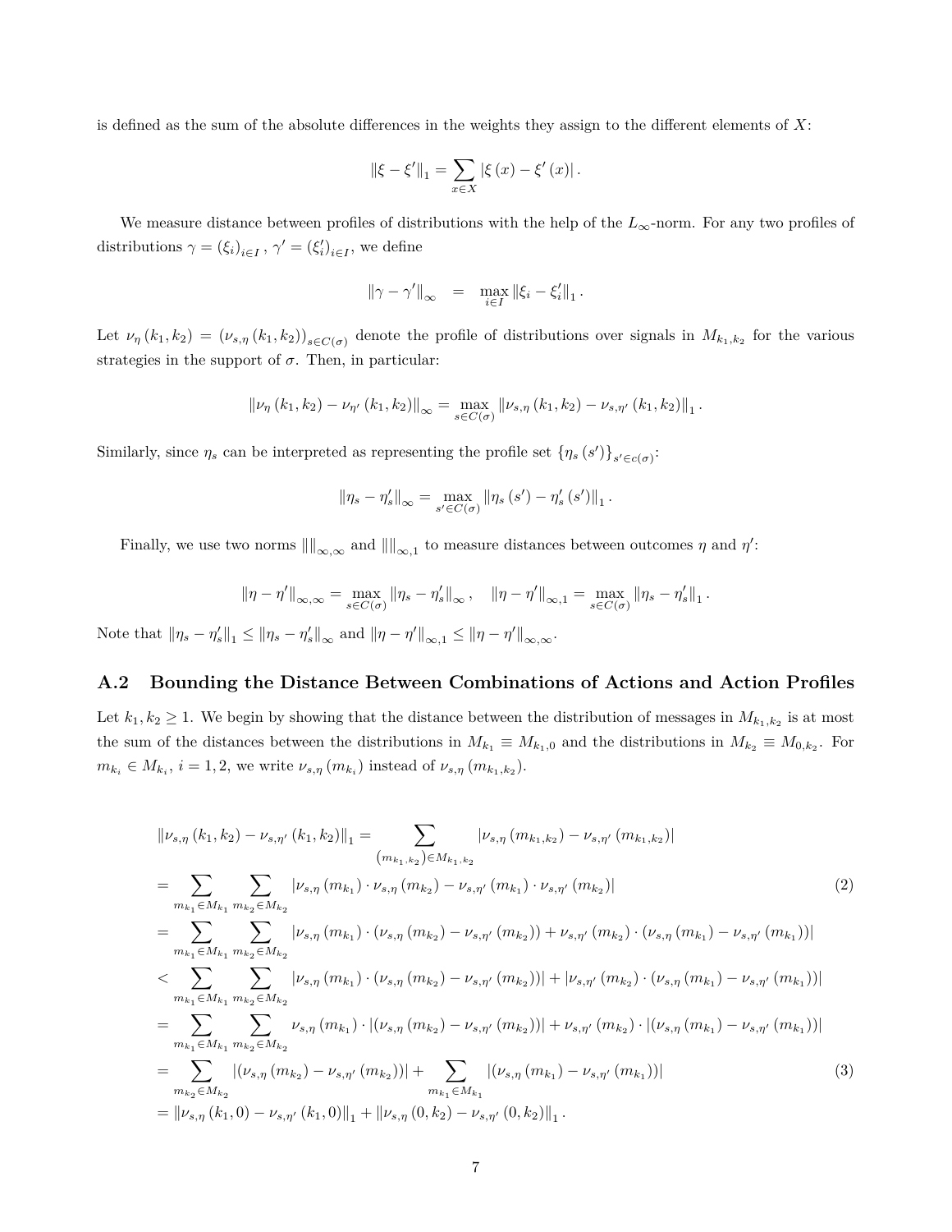is defined as the sum of the absolute differences in the weights they assign to the different elements of $X$:

$$\|\xi - \xi'\|_1 = \sum_{x \in X} |\xi(x) - \xi'(x)|.$$

We measure distance between profiles of distributions with the help of the $L_\infty$-norm. For any two profiles of distributions $\gamma = (\xi_i)_{i \in I}$, $\gamma' = (\xi'_i)_{i \in I}$, we define

$$\|\gamma - \gamma'\|_\infty \quad = \quad \max_{i \in I} \|\xi_i - \xi'_i\|_1.$$

Let $\nu_\eta(k_1, k_2) = (\nu_{s,\eta}(k_1, k_2))_{s \in C(\sigma)}$ denote the profile of distributions over signals in $M_{k_1,k_2}$ for the various strategies in the support of $\sigma$. Then, in particular:

$$\|\nu_\eta(k_1, k_2) - \nu_{\eta'}(k_1, k_2)\|_\infty = \max_{s \in C(\sigma)} \|\nu_{s,\eta}(k_1, k_2) - \nu_{s,\eta'}(k_1, k_2)\|_1.$$

Similarly, since $\eta_s$ can be interpreted as representing the profile set $\{\eta_s(s')\}_{s' \in c(\sigma)}$:

$$\|\eta_s - \eta'_s\|_\infty = \max_{s' \in C(\sigma)} \|\eta_s(s') - \eta'_s(s')\|_1.$$

Finally, we use two norms $\|\|_{\infty,\infty}$ and $\|\|_{\infty,1}$ to measure distances between outcomes $\eta$ and $\eta'$:

$$\|\eta - \eta'\|_{\infty,\infty} = \max_{s \in C(\sigma)} \|\eta_s - \eta'_s\|_\infty, \quad \|\eta - \eta'\|_{\infty,1} = \max_{s \in C(\sigma)} \|\eta_s - \eta'_s\|_1.$$

Note that $\|\eta_s - \eta'_s\|_1 \leq \|\eta_s - \eta'_s\|_\infty$ and $\|\eta - \eta'\|_{\infty,1} \leq \|\eta - \eta'\|_{\infty,\infty}$.

## A.2 Bounding the Distance Between Combinations of Actions and Action Profiles

Let $k_1, k_2 \geq 1$. We begin by showing that the distance between the distribution of messages in $M_{k_1,k_2}$ is at most the sum of the distances between the distributions in $M_{k_1} \equiv M_{k_1,0}$ and the distributions in $M_{k_2} \equiv M_{0,k_2}$. For $m_{k_i} \in M_{k_i}$, $i = 1, 2$, we write $\nu_{s,\eta}(m_{k_i})$ instead of $\nu_{s,\eta}(m_{k_1,k_2})$.

$$
\begin{aligned}
\|\nu_{s,\eta}(k_1, k_2) - \nu_{s,\eta'}(k_1, k_2)\|_1 &= \sum_{(m_{k_1,k_2}) \in M_{k_1,k_2}} |\nu_{s,\eta}(m_{k_1,k_2}) - \nu_{s,\eta'}(m_{k_1,k_2})| \\
&= \sum_{m_{k_1} \in M_{k_1}} \sum_{m_{k_2} \in M_{k_2}} |\nu_{s,\eta}(m_{k_1}) \cdot \nu_{s,\eta}(m_{k_2}) - \nu_{s,\eta'}(m_{k_1}) \cdot \nu_{s,\eta'}(m_{k_2})| \qquad (2) \\
&= \sum_{m_{k_1} \in M_{k_1}} \sum_{m_{k_2} \in M_{k_2}} |\nu_{s,\eta}(m_{k_1}) \cdot (\nu_{s,\eta}(m_{k_2}) - \nu_{s,\eta'}(m_{k_2})) + \nu_{s,\eta'}(m_{k_2}) \cdot (\nu_{s,\eta}(m_{k_1}) - \nu_{s,\eta'}(m_{k_1}))| \\
&< \sum_{m_{k_1} \in M_{k_1}} \sum_{m_{k_2} \in M_{k_2}} |\nu_{s,\eta}(m_{k_1}) \cdot (\nu_{s,\eta}(m_{k_2}) - \nu_{s,\eta'}(m_{k_2}))| + |\nu_{s,\eta'}(m_{k_2}) \cdot (\nu_{s,\eta}(m_{k_1}) - \nu_{s,\eta'}(m_{k_1}))| \\
&= \sum_{m_{k_1} \in M_{k_1}} \sum_{m_{k_2} \in M_{k_2}} \nu_{s,\eta}(m_{k_1}) \cdot |(\nu_{s,\eta}(m_{k_2}) - \nu_{s,\eta'}(m_{k_2}))| + \nu_{s,\eta'}(m_{k_2}) \cdot |(\nu_{s,\eta}(m_{k_1}) - \nu_{s,\eta'}(m_{k_1}))| \\
&= \sum_{m_{k_2} \in M_{k_2}} |(\nu_{s,\eta}(m_{k_2}) - \nu_{s,\eta'}(m_{k_2}))| + \sum_{m_{k_1} \in M_{k_1}} |(\nu_{s,\eta}(m_{k_1}) - \nu_{s,\eta'}(m_{k_1}))| \qquad (3) \\
&= \|\nu_{s,\eta}(k_1, 0) - \nu_{s,\eta'}(k_1, 0)\|_1 + \|\nu_{s,\eta}(0, k_2) - \nu_{s,\eta'}(0, k_2)\|_1.
\end{aligned}
$$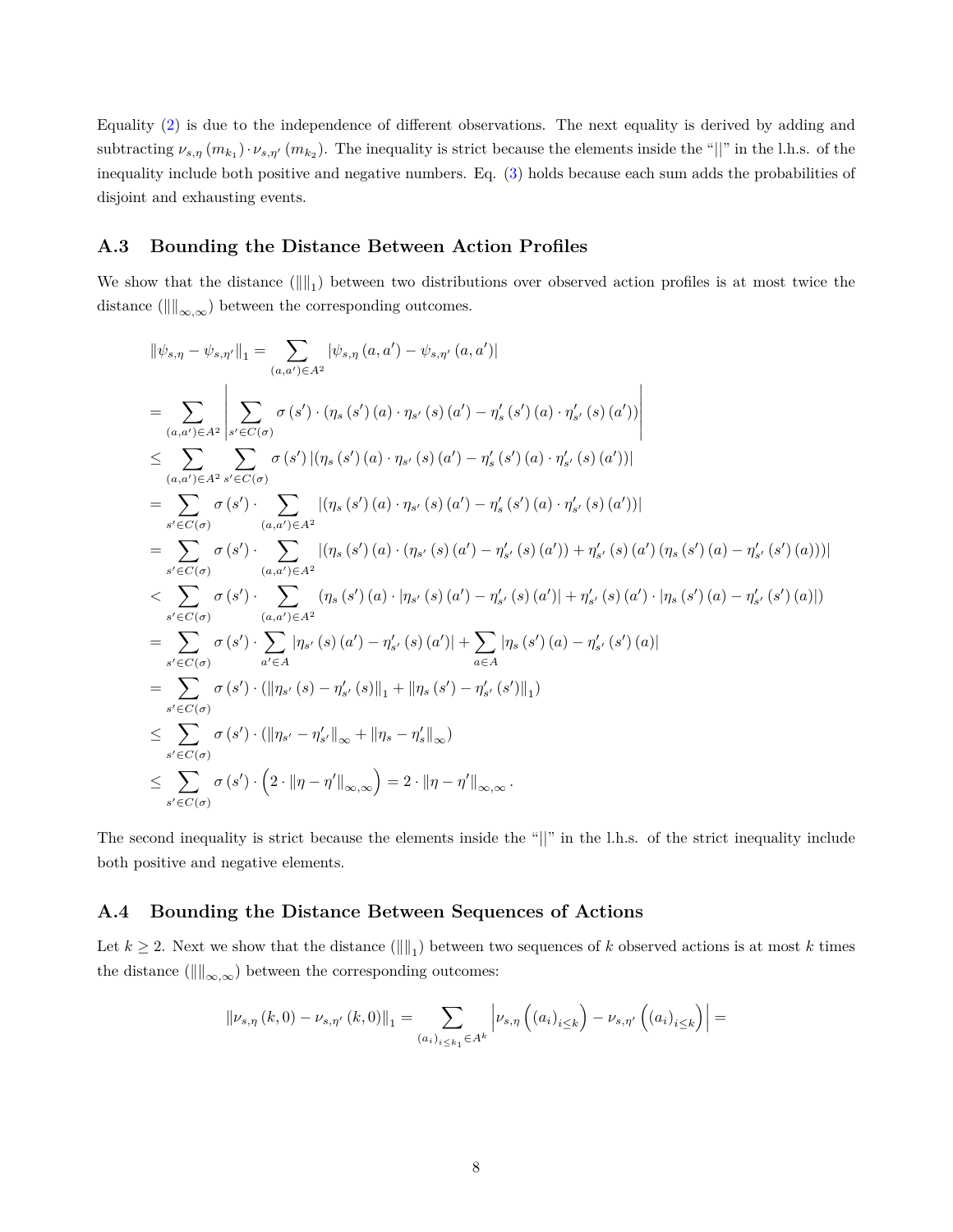Equality (2) is due to the independence of different observations. The next equality is derived by adding and subtracting $\nu_{s,\eta}(m_{k_1}) \cdot \nu_{s,\eta'}(m_{k_2})$. The inequality is strict because the elements inside the "||" in the l.h.s. of the inequality include both positive and negative numbers. Eq. (3) holds because each sum adds the probabilities of disjoint and exhausting events.

### A.3 Bounding the Distance Between Action Profiles

We show that the distance ($\|\|_1$) between two distributions over observed action profiles is at most twice the distance ($\|\|_{\infty,\infty}$) between the corresponding outcomes.

$$
\begin{aligned}
\|\psi_{s,\eta} - \psi_{s,\eta'}\|_1 &= \sum_{(a,a')\in A^2} |\psi_{s,\eta}(a,a') - \psi_{s,\eta'}(a,a')| \\
&= \sum_{(a,a')\in A^2} \left| \sum_{s'\in C(\sigma)} \sigma(s') \cdot (\eta_s(s')(a) \cdot \eta_{s'}(s)(a') - \eta'_s(s')(a) \cdot \eta'_{s'}(s)(a')) \right| \\
&\leq \sum_{(a,a')\in A^2} \sum_{s'\in C(\sigma)} \sigma(s') \left| (\eta_s(s')(a) \cdot \eta_{s'}(s)(a') - \eta'_s(s')(a) \cdot \eta'_{s'}(s)(a')) \right| \\
&= \sum_{s'\in C(\sigma)} \sigma(s') \cdot \sum_{(a,a')\in A^2} \left| (\eta_s(s')(a) \cdot \eta_{s'}(s)(a') - \eta'_s(s')(a) \cdot \eta'_{s'}(s)(a')) \right| \\
&= \sum_{s'\in C(\sigma)} \sigma(s') \cdot \sum_{(a,a')\in A^2} \left| (\eta_s(s')(a) \cdot (\eta_{s'}(s)(a') - \eta'_{s'}(s)(a')) + \eta'_{s'}(s)(a')(\eta_s(s')(a) - \eta'_{s'}(s')(a))) \right| \\
&< \sum_{s'\in C(\sigma)} \sigma(s') \cdot \sum_{(a,a')\in A^2} (\eta_s(s')(a) \cdot |\eta_{s'}(s)(a') - \eta'_{s'}(s)(a')| + \eta'_{s'}(s)(a') \cdot |\eta_s(s')(a) - \eta'_{s'}(s')(a)|) \\
&= \sum_{s'\in C(\sigma)} \sigma(s') \cdot \sum_{a'\in A} |\eta_{s'}(s)(a') - \eta'_{s'}(s)(a')| + \sum_{a\in A} |\eta_s(s')(a) - \eta'_{s'}(s')(a)| \\
&= \sum_{s'\in C(\sigma)} \sigma(s') \cdot (\|\eta_{s'}(s) - \eta'_{s'}(s)\|_1 + \|\eta_s(s') - \eta'_{s'}(s')\|_1) \\
&\leq \sum_{s'\in C(\sigma)} \sigma(s') \cdot (\|\eta_{s'} - \eta'_{s'}\|_\infty + \|\eta_s - \eta'_s\|_\infty) \\
&\leq \sum_{s'\in C(\sigma)} \sigma(s') \cdot \left(2 \cdot \|\eta - \eta'\|_{\infty,\infty}\right) = 2 \cdot \|\eta - \eta'\|_{\infty,\infty}.
\end{aligned}
$$

The second inequality is strict because the elements inside the "||" in the l.h.s. of the strict inequality include both positive and negative elements.

### A.4 Bounding the Distance Between Sequences of Actions

Let $k \geq 2$. Next we show that the distance ($\|\|_1$) between two sequences of $k$ observed actions is at most $k$ times the distance ($\|\|_{\infty,\infty}$) between the corresponding outcomes:

$$
\|\nu_{s,\eta}(k,0) - \nu_{s,\eta'}(k,0)\|_1 = \sum_{(a_i)_{i\leq k_1}\in A^k} \left| \nu_{s,\eta}\left((a_i)_{i\leq k}\right) - \nu_{s,\eta'}\left((a_i)_{i\leq k}\right) \right| =
$$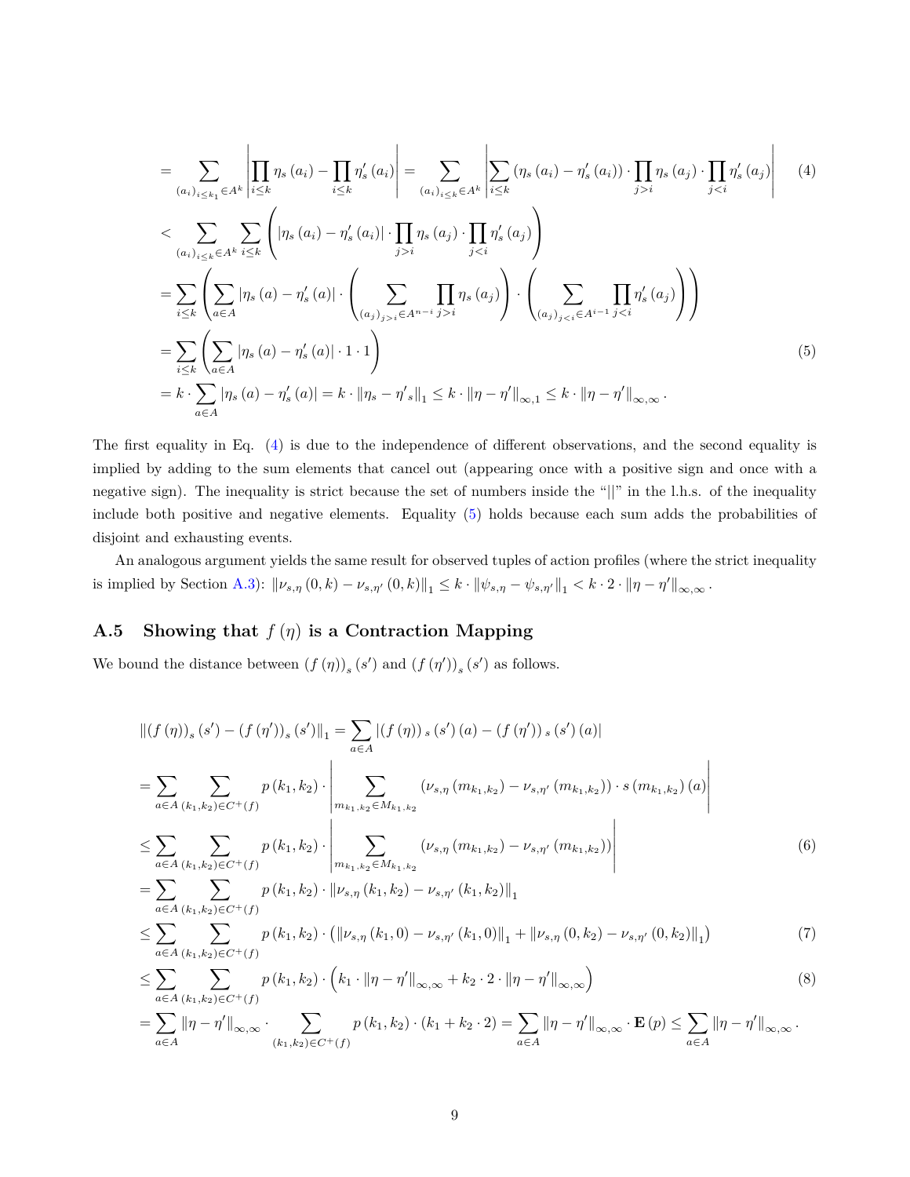$$
\begin{aligned}
&= \sum_{(a_i)_{i\leq k_1}\in A^k} \left| \prod_{i\leq k} \eta_s(a_i) - \prod_{i\leq k} \eta'_s(a_i) \right| = \sum_{(a_i)_{i\leq k}\in A^k} \left| \sum_{i\leq k} \left(\eta_s(a_i) - \eta'_s(a_i)\right) \cdot \prod_{j>i} \eta_s(a_j) \cdot \prod_{j<i} \eta'_s(a_j) \right| \qquad (4)\\
&< \sum_{(a_i)_{i\leq k}\in A^k} \sum_{i\leq k} \left( \left|\eta_s(a_i) - \eta'_s(a_i)\right| \cdot \prod_{j>i} \eta_s(a_j) \cdot \prod_{j<i} \eta'_s(a_j) \right)\\
&= \sum_{i\leq k} \left( \sum_{a\in A} \left|\eta_s(a) - \eta'_s(a)\right| \cdot \left( \sum_{(a_j)_{j>i}\in A^{n-i}} \prod_{j>i} \eta_s(a_j) \right) \cdot \left( \sum_{(a_j)_{j<i}\in A^{i-1}} \prod_{j<i} \eta'_s(a_j) \right) \right)\\
&= \sum_{i\leq k} \left( \sum_{a\in A} \left|\eta_s(a) - \eta'_s(a)\right| \cdot 1 \cdot 1 \right) \qquad (5)\\
&= k \cdot \sum_{a\in A} \left|\eta_s(a) - \eta'_s(a)\right| = k \cdot \left\|\eta_s - {\eta'}_s\right\|_1 \leq k \cdot \left\|\eta - \eta'\right\|_{\infty,1} \leq k \cdot \left\|\eta - \eta'\right\|_{\infty,\infty}.
\end{aligned}
$$

The first equality in Eq. (4) is due to the independence of different observations, and the second equality is implied by adding to the sum elements that cancel out (appearing once with a positive sign and once with a negative sign). The inequality is strict because the set of numbers inside the "||" in the l.h.s. of the inequality include both positive and negative elements. Equality (5) holds because each sum adds the probabilities of disjoint and exhausting events.

An analogous argument yields the same result for observed tuples of action profiles (where the strict inequality is implied by Section A.3): $\left\|\nu_{s,\eta}(0,k) - \nu_{s,\eta'}(0,k)\right\|_1 \leq k \cdot \left\|\psi_{s,\eta} - \psi_{s,\eta'}\right\|_1 < k \cdot 2 \cdot \left\|\eta - \eta'\right\|_{\infty,\infty}$.

## A.5 Showing that $f(\eta)$ is a Contraction Mapping

We bound the distance between $(f(\eta))_s(s')$ and $(f(\eta'))_s(s')$ as follows.

$$
\begin{aligned}
&\left\|(f(\eta))_s(s') - (f(\eta'))_s(s')\right\|_1 = \sum_{a\in A} \left|(f(\eta))_s(s')(a) - (f(\eta'))_s(s')(a)\right|\\
&= \sum_{a\in A} \sum_{(k_1,k_2)\in C^+(f)} p(k_1,k_2) \cdot \left| \sum_{m_{k_1,k_2}\in M_{k_1,k_2}} \left(\nu_{s,\eta}(m_{k_1,k_2}) - \nu_{s,\eta'}(m_{k_1,k_2})\right) \cdot s(m_{k_1,k_2})(a) \right|\\
&\leq \sum_{a\in A} \sum_{(k_1,k_2)\in C^+(f)} p(k_1,k_2) \cdot \left| \sum_{m_{k_1,k_2}\in M_{k_1,k_2}} \left(\nu_{s,\eta}(m_{k_1,k_2}) - \nu_{s,\eta'}(m_{k_1,k_2})\right) \right| \qquad (6)\\
&= \sum_{a\in A} \sum_{(k_1,k_2)\in C^+(f)} p(k_1,k_2) \cdot \left\|\nu_{s,\eta}(k_1,k_2) - \nu_{s,\eta'}(k_1,k_2)\right\|_1\\
&\leq \sum_{a\in A} \sum_{(k_1,k_2)\in C^+(f)} p(k_1,k_2) \cdot \left( \left\|\nu_{s,\eta}(k_1,0) - \nu_{s,\eta'}(k_1,0)\right\|_1 + \left\|\nu_{s,\eta}(0,k_2) - \nu_{s,\eta'}(0,k_2)\right\|_1 \right) \qquad (7)\\
&\leq \sum_{a\in A} \sum_{(k_1,k_2)\in C^+(f)} p(k_1,k_2) \cdot \left( k_1 \cdot \left\|\eta - \eta'\right\|_{\infty,\infty} + k_2 \cdot 2 \cdot \left\|\eta - \eta'\right\|_{\infty,\infty} \right) \qquad (8)\\
&= \sum_{a\in A} \left\|\eta - \eta'\right\|_{\infty,\infty} \cdot \sum_{(k_1,k_2)\in C^+(f)} p(k_1,k_2) \cdot (k_1 + k_2 \cdot 2) = \sum_{a\in A} \left\|\eta - \eta'\right\|_{\infty,\infty} \cdot \mathbf{E}(p) \leq \sum_{a\in A} \left\|\eta - \eta'\right\|_{\infty,\infty}.
\end{aligned}
$$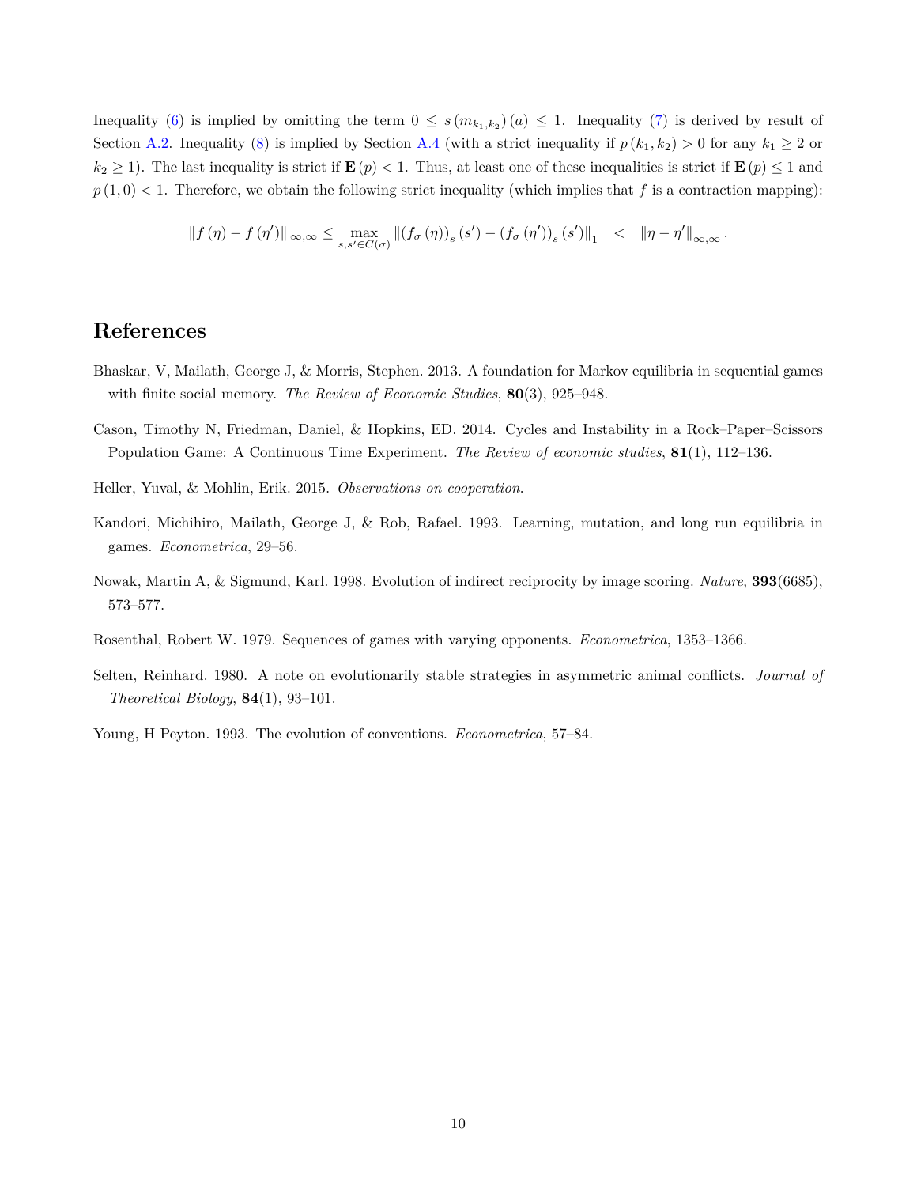Inequality (6) is implied by omitting the term $0 \leq s(m_{k_1,k_2})(a) \leq 1$. Inequality (7) is derived by result of Section A.2. Inequality (8) is implied by Section A.4 (with a strict inequality if $p(k_1, k_2) > 0$ for any $k_1 \geq 2$ or $k_2 \geq 1$). The last inequality is strict if $\mathbf{E}(p) < 1$. Thus, at least one of these inequalities is strict if $\mathbf{E}(p) \leq 1$ and $p(1,0) < 1$. Therefore, we obtain the following strict inequality (which implies that $f$ is a contraction mapping):

$$\|f(\eta) - f(\eta')\|_{\infty,\infty} \leq \max_{s,s' \in C(\sigma)} \|(f_\sigma(\eta))_s(s') - (f_\sigma(\eta'))_s(s')\|_1 \quad < \quad \|\eta - \eta'\|_{\infty,\infty}.$$

# References

Bhaskar, V, Mailath, George J, & Morris, Stephen. 2013. A foundation for Markov equilibria in sequential games with finite social memory. *The Review of Economic Studies*, **80**(3), 925–948.

Cason, Timothy N, Friedman, Daniel, & Hopkins, ED. 2014. Cycles and Instability in a Rock–Paper–Scissors Population Game: A Continuous Time Experiment. *The Review of economic studies*, **81**(1), 112–136.

Heller, Yuval, & Mohlin, Erik. 2015. *Observations on cooperation*.

Kandori, Michihiro, Mailath, George J, & Rob, Rafael. 1993. Learning, mutation, and long run equilibria in games. *Econometrica*, 29–56.

Nowak, Martin A, & Sigmund, Karl. 1998. Evolution of indirect reciprocity by image scoring. *Nature*, **393**(6685), 573–577.

Rosenthal, Robert W. 1979. Sequences of games with varying opponents. *Econometrica*, 1353–1366.

Selten, Reinhard. 1980. A note on evolutionarily stable strategies in asymmetric animal conflicts. *Journal of Theoretical Biology*, **84**(1), 93–101.

Young, H Peyton. 1993. The evolution of conventions. *Econometrica*, 57–84.